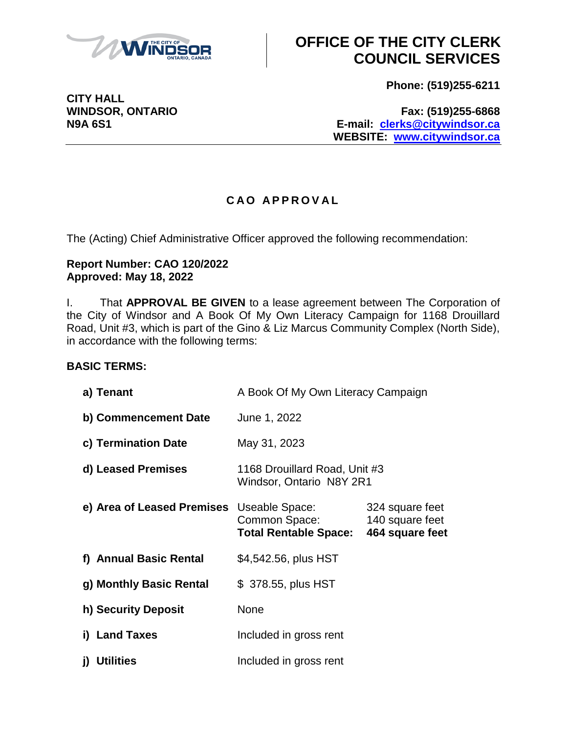# OFFICE OF THE CITY CLERK COUNCIL SERVICES

**Phone: (519)255-6211**

**CITY HALL**
**WINDSOR, ONTARIO**
**N9A 6S1**

**Fax: (519)255-6868**
**E-mail: clerks@citywindsor.ca**
**WEBSITE: www.citywindsor.ca**

## CAO APPROVAL

The (Acting) Chief Administrative Officer approved the following recommendation:

**Report Number: CAO 120/2022**
**Approved: May 18, 2022**

I. That **APPROVAL BE GIVEN** to a lease agreement between The Corporation of the City of Windsor and A Book Of My Own Literacy Campaign for 1168 Drouillard Road, Unit #3, which is part of the Gino & Liz Marcus Community Complex (North Side), in accordance with the following terms:

**BASIC TERMS:**

| | | |
|---|---|---|
| **a) Tenant** | A Book Of My Own Literacy Campaign | |
| **b) Commencement Date** | June 1, 2022 | |
| **c) Termination Date** | May 31, 2023 | |
| **d) Leased Premises** | 1168 Drouillard Road, Unit #3<br>Windsor, Ontario N8Y 2R1 | |
| **e) Area of Leased Premises** | Useable Space:<br>Common Space:<br>**Total Rentable Space:** | 324 square feet<br>140 square feet<br>**464 square feet** |
| **f) Annual Basic Rental** | $4,542.56, plus HST | |
| **g) Monthly Basic Rental** | $ 378.55, plus HST | |
| **h) Security Deposit** | None | |
| **i) Land Taxes** | Included in gross rent | |
| **j) Utilities** | Included in gross rent | |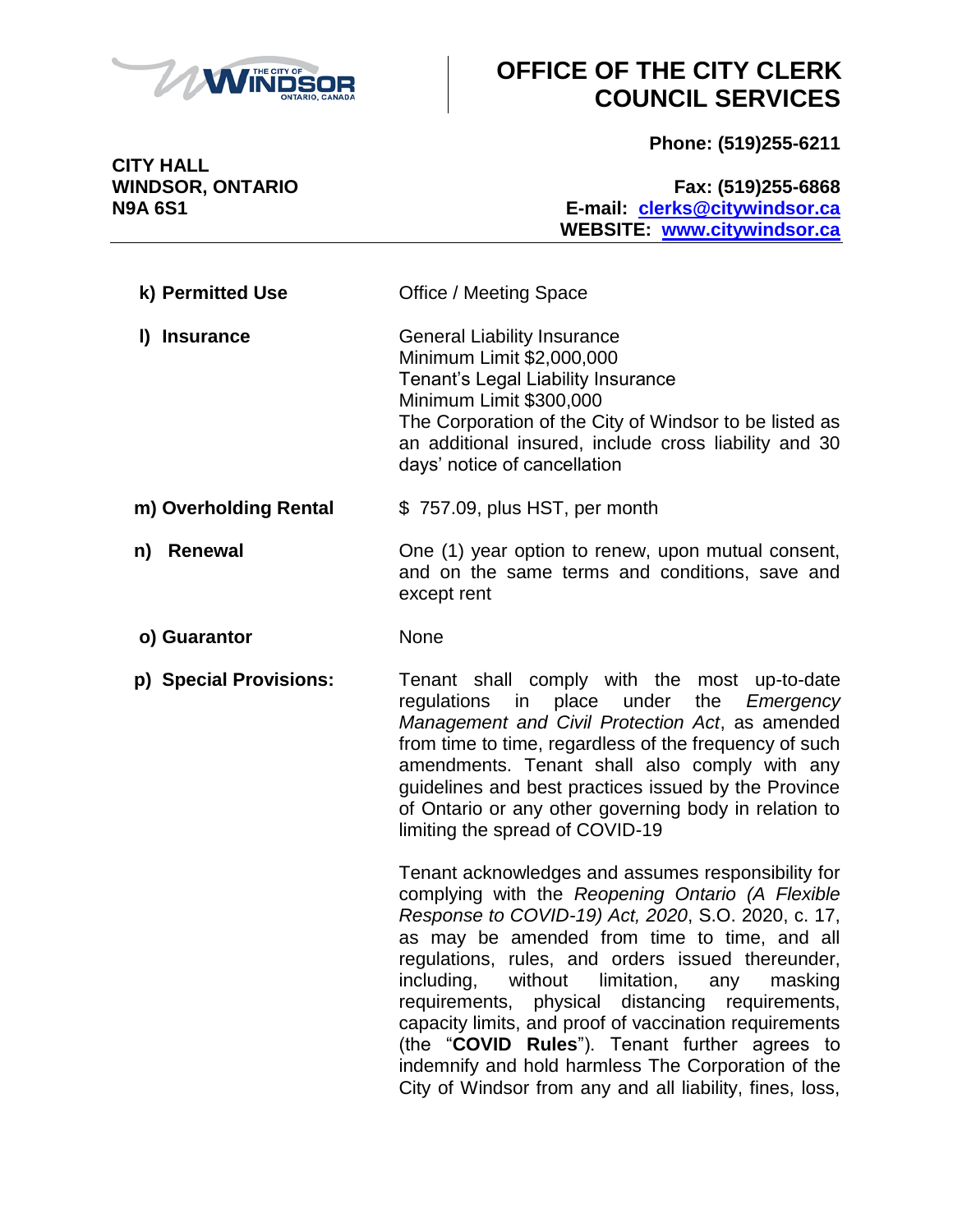| | |
|---|---|
| **k) Permitted Use** | Office / Meeting Space |
| **l) Insurance** | General Liability Insurance<br>Minimum Limit $2,000,000<br>Tenant's Legal Liability Insurance<br>Minimum Limit $300,000<br>The Corporation of the City of Windsor to be listed as an additional insured, include cross liability and 30 days' notice of cancellation |
| **m) Overholding Rental** | $ 757.09, plus HST, per month |
| **n) Renewal** | One (1) year option to renew, upon mutual consent, and on the same terms and conditions, save and except rent |
| **o) Guarantor** | None |
| **p) Special Provisions:** | Tenant shall comply with the most up-to-date regulations in place under the *Emergency Management and Civil Protection Act*, as amended from time to time, regardless of the frequency of such amendments. Tenant shall also comply with any guidelines and best practices issued by the Province of Ontario or any other governing body in relation to limiting the spread of COVID-19<br><br>Tenant acknowledges and assumes responsibility for complying with the *Reopening Ontario (A Flexible Response to COVID-19) Act, 2020*, S.O. 2020, c. 17, as may be amended from time to time, and all regulations, rules, and orders issued thereunder, including, without limitation, any masking requirements, physical distancing requirements, capacity limits, and proof of vaccination requirements (the "**COVID Rules**"). Tenant further agrees to indemnify and hold harmless The Corporation of the City of Windsor from any and all liability, fines, loss, |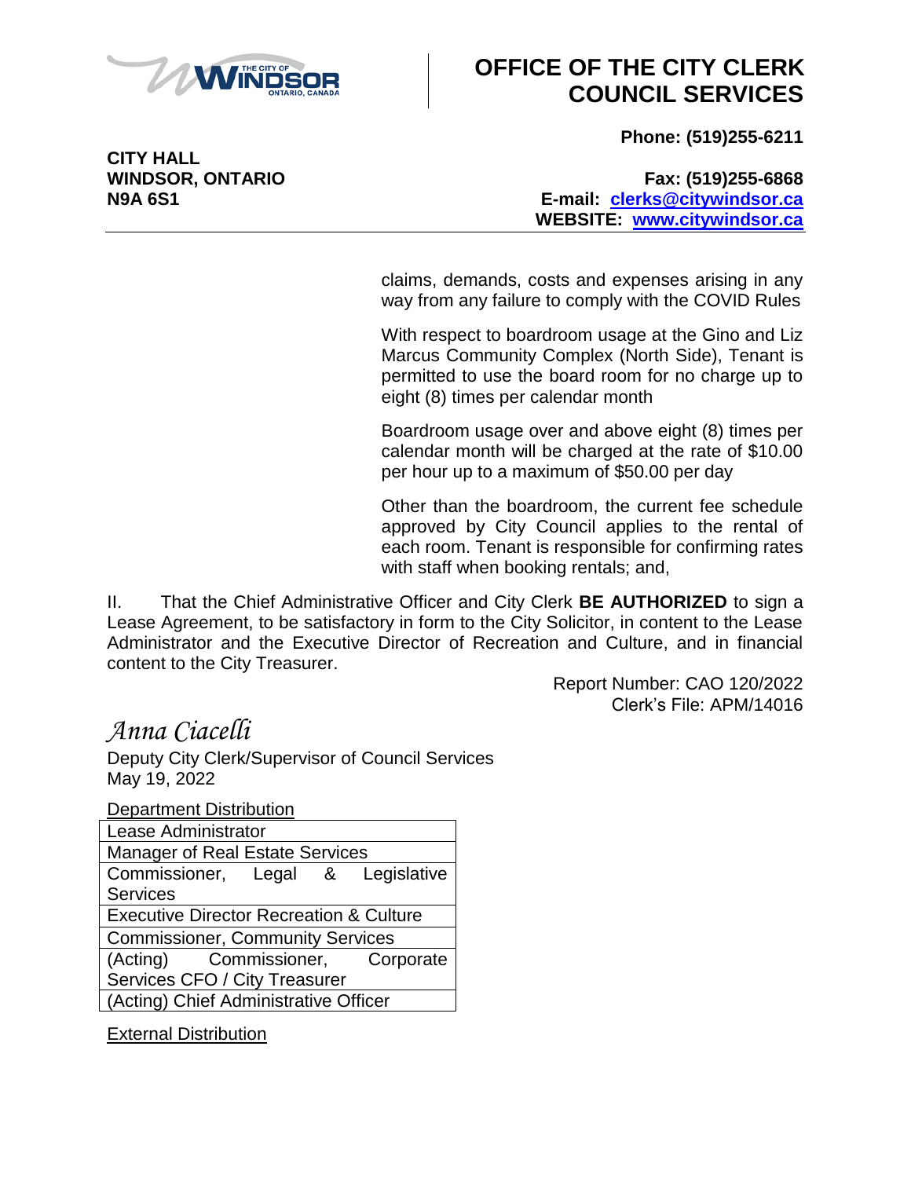# OFFICE OF THE CITY CLERK COUNCIL SERVICES

**Phone: (519)255-6211**

**CITY HALL**
**WINDSOR, ONTARIO**
**N9A 6S1**

**Fax: (519)255-6868**
**E-mail: clerks@citywindsor.ca**
**WEBSITE: www.citywindsor.ca**

claims, demands, costs and expenses arising in any way from any failure to comply with the COVID Rules

With respect to boardroom usage at the Gino and Liz Marcus Community Complex (North Side), Tenant is permitted to use the board room for no charge up to eight (8) times per calendar month

Boardroom usage over and above eight (8) times per calendar month will be charged at the rate of $10.00 per hour up to a maximum of $50.00 per day

Other than the boardroom, the current fee schedule approved by City Council applies to the rental of each room. Tenant is responsible for confirming rates with staff when booking rentals; and,

II. That the Chief Administrative Officer and City Clerk **BE AUTHORIZED** to sign a Lease Agreement, to be satisfactory in form to the City Solicitor, in content to the Lease Administrator and the Executive Director of Recreation and Culture, and in financial content to the City Treasurer.

Report Number: CAO 120/2022
Clerk's File: APM/14016

*Anna Ciacelli*
Deputy City Clerk/Supervisor of Council Services
May 19, 2022

Department Distribution

| |
|---|
| Lease Administrator |
| Manager of Real Estate Services |
| Commissioner, Legal & Legislative Services |
| Executive Director Recreation & Culture |
| Commissioner, Community Services |
| (Acting) Commissioner, Corporate Services CFO / City Treasurer |
| (Acting) Chief Administrative Officer |

External Distribution